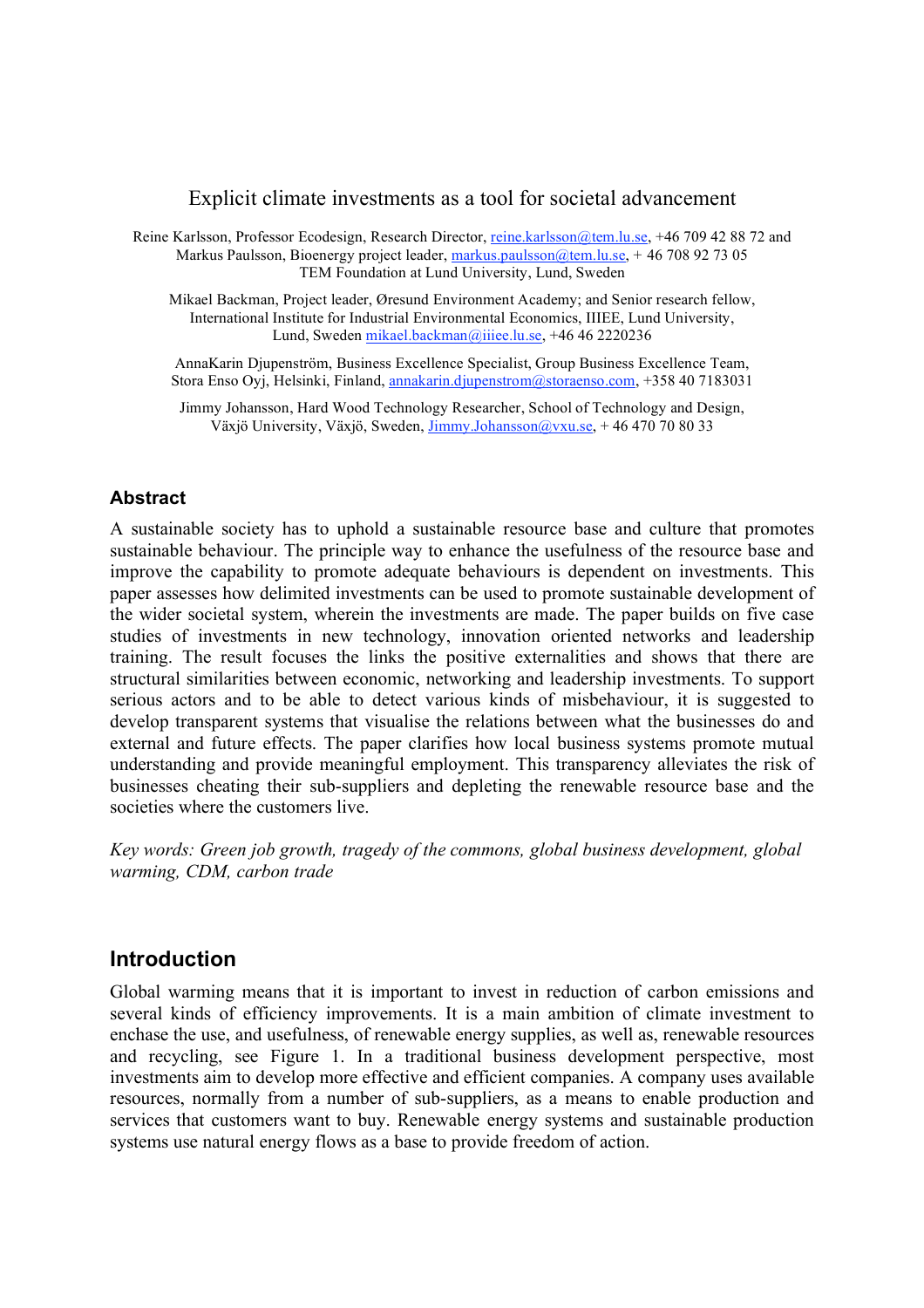# Explicit climate investments as a tool for societal advancement

Reine Karlsson, Professor Ecodesign, Research Director, reine.karlsson@tem.lu.se, +46 709 42 88 72 and Markus Paulsson, Bioenergy project leader, markus.paulsson@tem.lu.se, + 46 708 92 73 05
TEM Foundation at Lund University, Lund, Sweden

Mikael Backman, Project leader, Øresund Environment Academy; and Senior research fellow, International Institute for Industrial Environmental Economics, IIIEE, Lund University, Lund, Sweden mikael.backman@iiiee.lu.se, +46 46 2220236

AnnaKarin Djupenström, Business Excellence Specialist, Group Business Excellence Team, Stora Enso Oyj, Helsinki, Finland, annakarin.djupenstrom@storaenso.com, +358 40 7183031

Jimmy Johansson, Hard Wood Technology Researcher, School of Technology and Design, Växjö University, Växjö, Sweden, Jimmy.Johansson@vxu.se, + 46 470 70 80 33

## Abstract

A sustainable society has to uphold a sustainable resource base and culture that promotes sustainable behaviour. The principle way to enhance the usefulness of the resource base and improve the capability to promote adequate behaviours is dependent on investments. This paper assesses how delimited investments can be used to promote sustainable development of the wider societal system, wherein the investments are made. The paper builds on five case studies of investments in new technology, innovation oriented networks and leadership training. The result focuses the links the positive externalities and shows that there are structural similarities between economic, networking and leadership investments. To support serious actors and to be able to detect various kinds of misbehaviour, it is suggested to develop transparent systems that visualise the relations between what the businesses do and external and future effects. The paper clarifies how local business systems promote mutual understanding and provide meaningful employment. This transparency alleviates the risk of businesses cheating their sub-suppliers and depleting the renewable resource base and the societies where the customers live.

*Key words: Green job growth, tragedy of the commons, global business development, global warming, CDM, carbon trade*

## Introduction

Global warming means that it is important to invest in reduction of carbon emissions and several kinds of efficiency improvements. It is a main ambition of climate investment to enchase the use, and usefulness, of renewable energy supplies, as well as, renewable resources and recycling, see Figure 1. In a traditional business development perspective, most investments aim to develop more effective and efficient companies. A company uses available resources, normally from a number of sub-suppliers, as a means to enable production and services that customers want to buy. Renewable energy systems and sustainable production systems use natural energy flows as a base to provide freedom of action.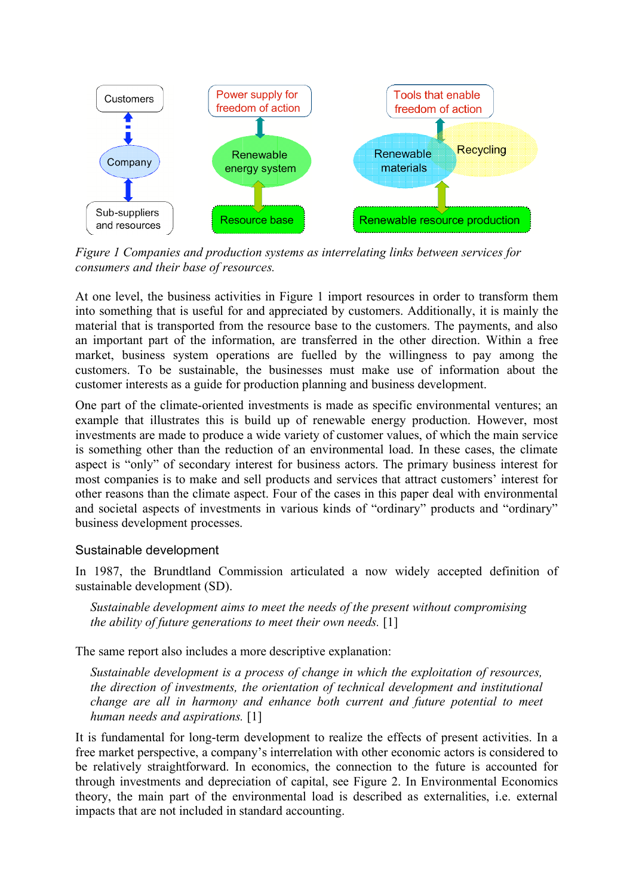Figure 1 Companies and production systems as interrelating links between services for consumers and their base of resources.

At one level, the business activities in Figure 1 import resources in order to transform them into something that is useful for and appreciated by customers. Additionally, it is mainly the material that is transported from the resource base to the customers. The payments, and also an important part of the information, are transferred in the other direction. Within a free market, business system operations are fuelled by the willingness to pay among the customers. To be sustainable, the businesses must make use of information about the customer interests as a guide for production planning and business development.

One part of the climate-oriented investments is made as specific environmental ventures; an example that illustrates this is build up of renewable energy production. However, most investments are made to produce a wide variety of customer values, of which the main service is something other than the reduction of an environmental load. In these cases, the climate aspect is "only" of secondary interest for business actors. The primary business interest for most companies is to make and sell products and services that attract customers' interest for other reasons than the climate aspect. Four of the cases in this paper deal with environmental and societal aspects of investments in various kinds of "ordinary" products and "ordinary" business development processes.

## Sustainable development

In 1987, the Brundtland Commission articulated a now widely accepted definition of sustainable development (SD).

> *Sustainable development aims to meet the needs of the present without compromising the ability of future generations to meet their own needs.* [1]

The same report also includes a more descriptive explanation:

> *Sustainable development is a process of change in which the exploitation of resources, the direction of investments, the orientation of technical development and institutional change are all in harmony and enhance both current and future potential to meet human needs and aspirations.* [1]

It is fundamental for long-term development to realize the effects of present activities. In a free market perspective, a company's interrelation with other economic actors is considered to be relatively straightforward. In economics, the connection to the future is accounted for through investments and depreciation of capital, see Figure 2. In Environmental Economics theory, the main part of the environmental load is described as externalities, i.e. external impacts that are not included in standard accounting.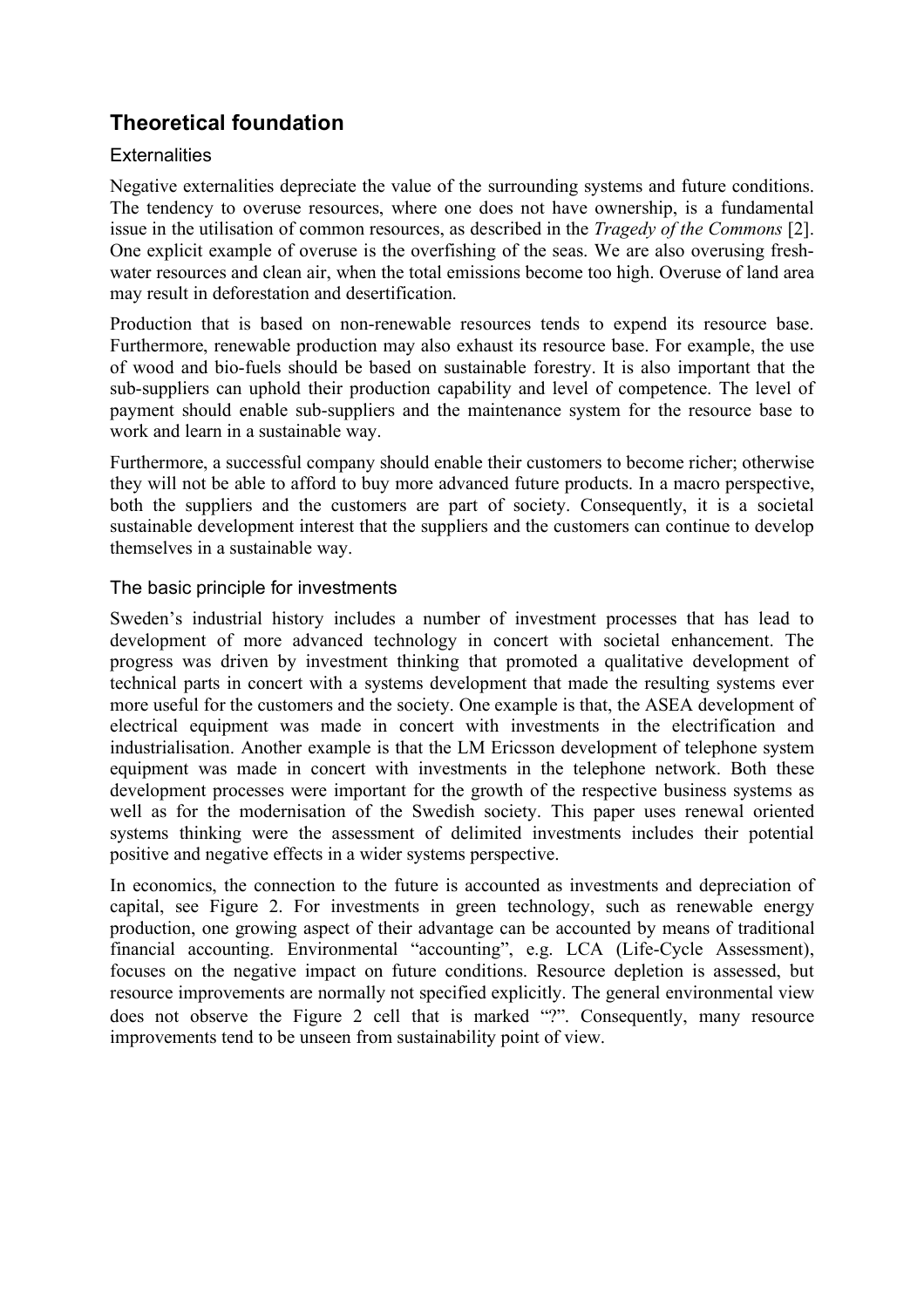## Theoretical foundation

### Externalities

Negative externalities depreciate the value of the surrounding systems and future conditions. The tendency to overuse resources, where one does not have ownership, is a fundamental issue in the utilisation of common resources, as described in the *Tragedy of the Commons* [2]. One explicit example of overuse is the overfishing of the seas. We are also overusing fresh-water resources and clean air, when the total emissions become too high. Overuse of land area may result in deforestation and desertification.

Production that is based on non-renewable resources tends to expend its resource base. Furthermore, renewable production may also exhaust its resource base. For example, the use of wood and bio-fuels should be based on sustainable forestry. It is also important that the sub-suppliers can uphold their production capability and level of competence. The level of payment should enable sub-suppliers and the maintenance system for the resource base to work and learn in a sustainable way.

Furthermore, a successful company should enable their customers to become richer; otherwise they will not be able to afford to buy more advanced future products. In a macro perspective, both the suppliers and the customers are part of society. Consequently, it is a societal sustainable development interest that the suppliers and the customers can continue to develop themselves in a sustainable way.

### The basic principle for investments

Sweden's industrial history includes a number of investment processes that has lead to development of more advanced technology in concert with societal enhancement. The progress was driven by investment thinking that promoted a qualitative development of technical parts in concert with a systems development that made the resulting systems ever more useful for the customers and the society. One example is that, the ASEA development of electrical equipment was made in concert with investments in the electrification and industrialisation. Another example is that the LM Ericsson development of telephone system equipment was made in concert with investments in the telephone network. Both these development processes were important for the growth of the respective business systems as well as for the modernisation of the Swedish society. This paper uses renewal oriented systems thinking were the assessment of delimited investments includes their potential positive and negative effects in a wider systems perspective.

In economics, the connection to the future is accounted as investments and depreciation of capital, see Figure 2. For investments in green technology, such as renewable energy production, one growing aspect of their advantage can be accounted by means of traditional financial accounting. Environmental "accounting", e.g. LCA (Life-Cycle Assessment), focuses on the negative impact on future conditions. Resource depletion is assessed, but resource improvements are normally not specified explicitly. The general environmental view does not observe the Figure 2 cell that is marked "?". Consequently, many resource improvements tend to be unseen from sustainability point of view.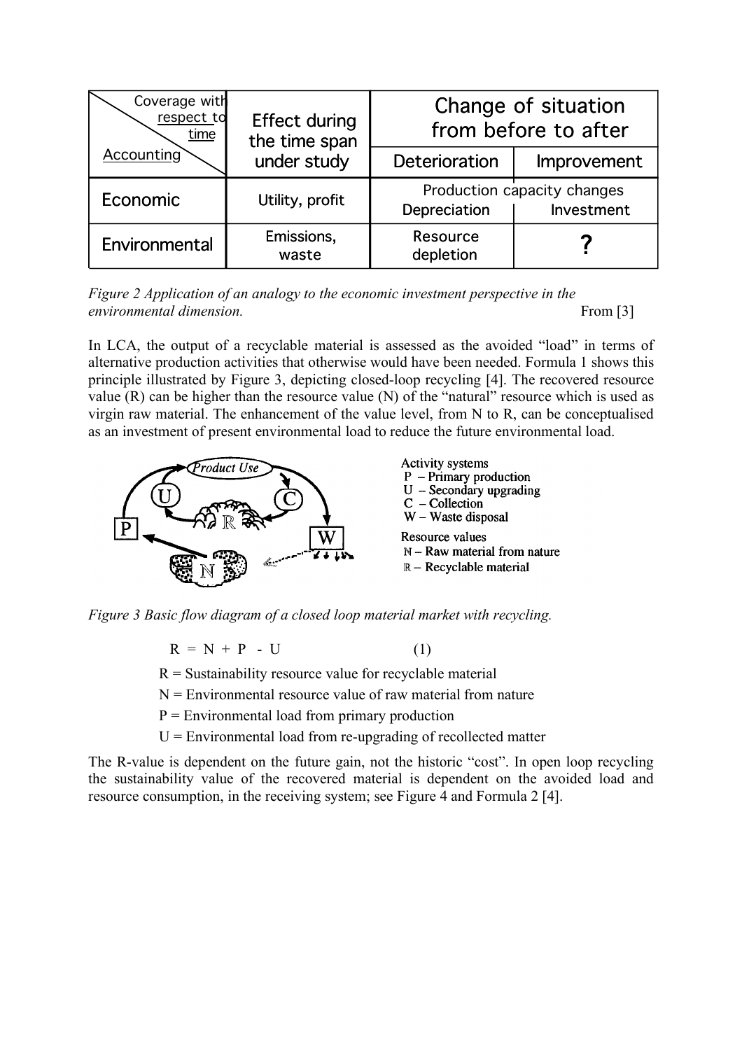| Accounting \ Coverage with respect to time | Effect during the time span under study | Change of situation from before to after | |
|---|---|---|---|
| | | Deterioration | Improvement |
| Economic | Utility, profit | Production capacity changes: Depreciation | Investment |
| Environmental | Emissions, waste | Resource depletion | ? |

*Figure 2 Application of an analogy to the economic investment perspective in the environmental dimension.* From [3]

In LCA, the output of a recyclable material is assessed as the avoided "load" in terms of alternative production activities that otherwise would have been needed. Formula 1 shows this principle illustrated by Figure 3, depicting closed-loop recycling [4]. The recovered resource value (R) can be higher than the resource value (N) of the "natural" resource which is used as virgin raw material. The enhancement of the value level, from N to R, can be conceptualised as an investment of present environmental load to reduce the future environmental load.

Activity systems
P – Primary production
U – Secondary upgrading
C – Collection
W – Waste disposal

Resource values
ℕ – Raw material from nature
ℝ – Recyclable material

*Figure 3 Basic flow diagram of a closed loop material market with recycling.*

$$R = N + P - U \qquad (1)$$

R = Sustainability resource value for recyclable material

N = Environmental resource value of raw material from nature

P = Environmental load from primary production

U = Environmental load from re-upgrading of recollected matter

The R-value is dependent on the future gain, not the historic "cost". In open loop recycling the sustainability value of the recovered material is dependent on the avoided load and resource consumption, in the receiving system; see Figure 4 and Formula 2 [4].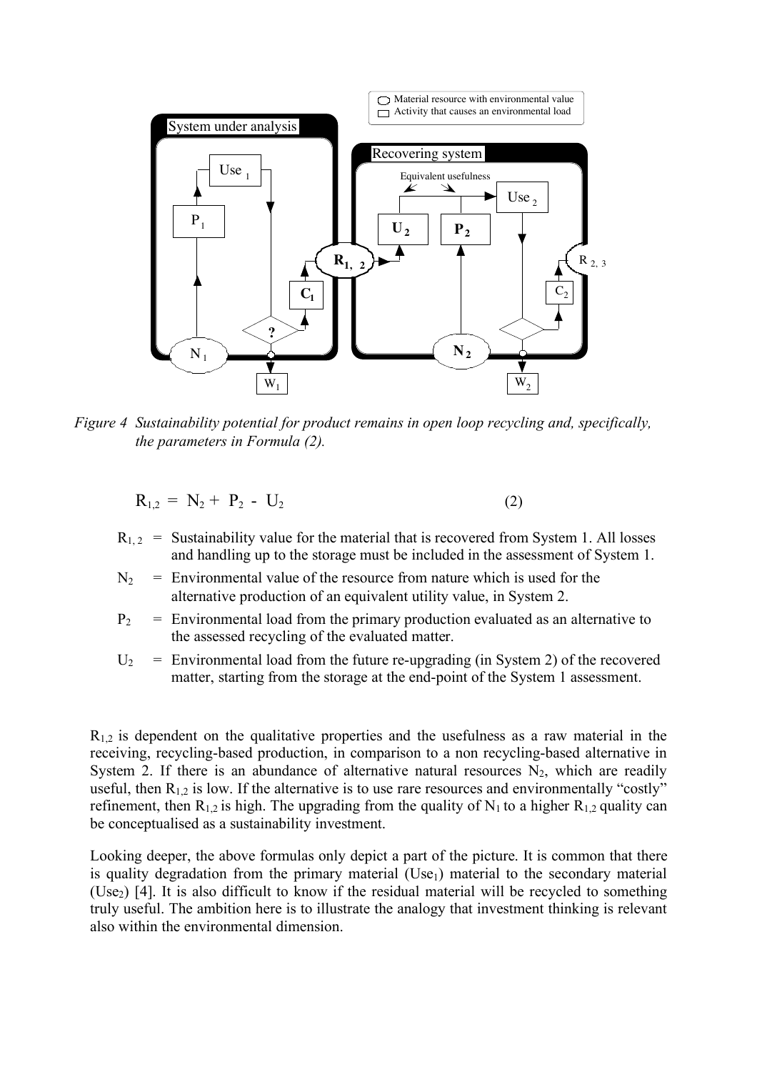*Figure 4 Sustainability potential for product remains in open loop recycling and, specifically, the parameters in Formula (2).*

$$R_{1,2} = N_2 + P_2 - U_2 \tag{2}$$

- $R_{1,2}$ = Sustainability value for the material that is recovered from System 1. All losses and handling up to the storage must be included in the assessment of System 1.
- $N_2$ = Environmental value of the resource from nature which is used for the alternative production of an equivalent utility value, in System 2.
- $P_2$ = Environmental load from the primary production evaluated as an alternative to the assessed recycling of the evaluated matter.
- $U_2$ = Environmental load from the future re-upgrading (in System 2) of the recovered matter, starting from the storage at the end-point of the System 1 assessment.

$R_{1,2}$ is dependent on the qualitative properties and the usefulness as a raw material in the receiving, recycling-based production, in comparison to a non recycling-based alternative in System 2. If there is an abundance of alternative natural resources $N_2$, which are readily useful, then $R_{1,2}$ is low. If the alternative is to use rare resources and environmentally "costly" refinement, then $R_{1,2}$ is high. The upgrading from the quality of $N_1$ to a higher $R_{1,2}$ quality can be conceptualised as a sustainability investment.

Looking deeper, the above formulas only depict a part of the picture. It is common that there is quality degradation from the primary material ($Use_1$) material to the secondary material ($Use_2$) [4]. It is also difficult to know if the residual material will be recycled to something truly useful. The ambition here is to illustrate the analogy that investment thinking is relevant also within the environmental dimension.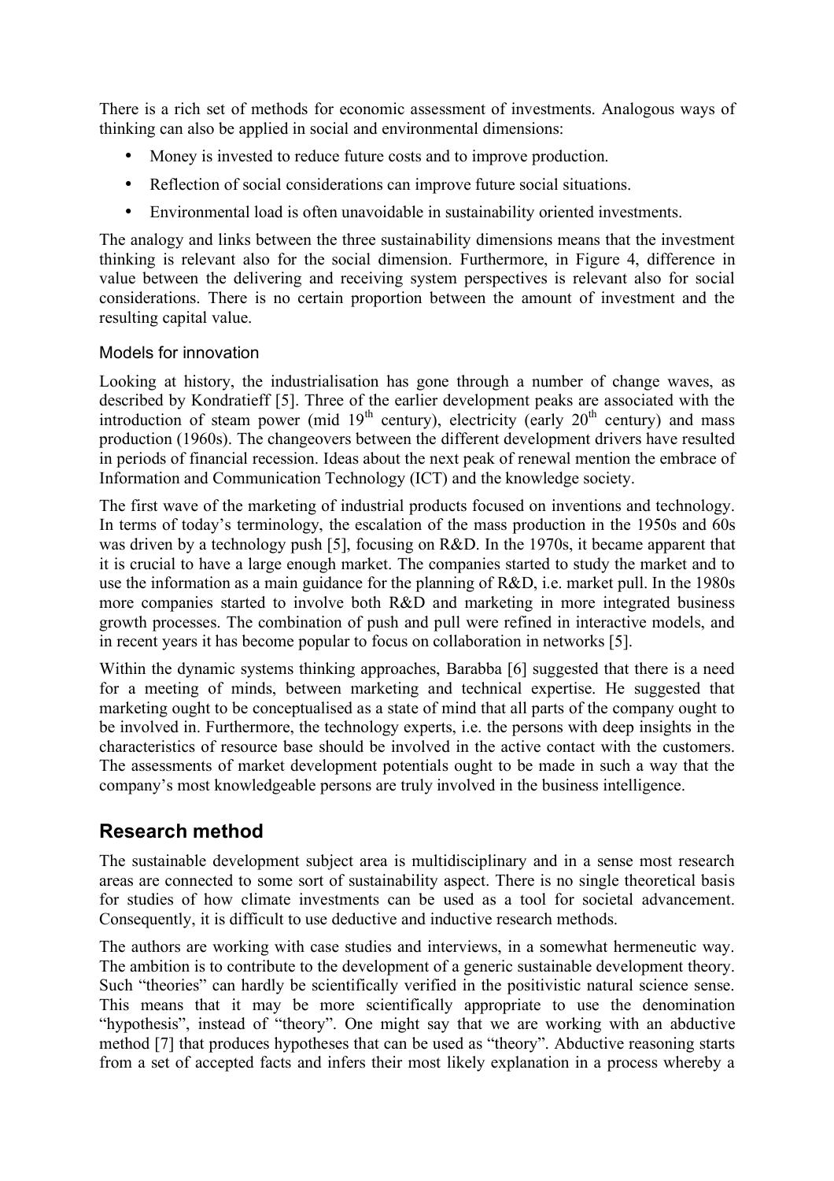There is a rich set of methods for economic assessment of investments. Analogous ways of thinking can also be applied in social and environmental dimensions:

- Money is invested to reduce future costs and to improve production.
- Reflection of social considerations can improve future social situations.
- Environmental load is often unavoidable in sustainability oriented investments.

The analogy and links between the three sustainability dimensions means that the investment thinking is relevant also for the social dimension. Furthermore, in Figure 4, difference in value between the delivering and receiving system perspectives is relevant also for social considerations. There is no certain proportion between the amount of investment and the resulting capital value.

### Models for innovation

Looking at history, the industrialisation has gone through a number of change waves, as described by Kondratieff [5]. Three of the earlier development peaks are associated with the introduction of steam power (mid 19th century), electricity (early 20th century) and mass production (1960s). The changeovers between the different development drivers have resulted in periods of financial recession. Ideas about the next peak of renewal mention the embrace of Information and Communication Technology (ICT) and the knowledge society.

The first wave of the marketing of industrial products focused on inventions and technology. In terms of today's terminology, the escalation of the mass production in the 1950s and 60s was driven by a technology push [5], focusing on R&D. In the 1970s, it became apparent that it is crucial to have a large enough market. The companies started to study the market and to use the information as a main guidance for the planning of R&D, i.e. market pull. In the 1980s more companies started to involve both R&D and marketing in more integrated business growth processes. The combination of push and pull were refined in interactive models, and in recent years it has become popular to focus on collaboration in networks [5].

Within the dynamic systems thinking approaches, Barabba [6] suggested that there is a need for a meeting of minds, between marketing and technical expertise. He suggested that marketing ought to be conceptualised as a state of mind that all parts of the company ought to be involved in. Furthermore, the technology experts, i.e. the persons with deep insights in the characteristics of resource base should be involved in the active contact with the customers. The assessments of market development potentials ought to be made in such a way that the company's most knowledgeable persons are truly involved in the business intelligence.

## Research method

The sustainable development subject area is multidisciplinary and in a sense most research areas are connected to some sort of sustainability aspect. There is no single theoretical basis for studies of how climate investments can be used as a tool for societal advancement. Consequently, it is difficult to use deductive and inductive research methods.

The authors are working with case studies and interviews, in a somewhat hermeneutic way. The ambition is to contribute to the development of a generic sustainable development theory. Such "theories" can hardly be scientifically verified in the positivistic natural science sense. This means that it may be more scientifically appropriate to use the denomination "hypothesis", instead of "theory". One might say that we are working with an abductive method [7] that produces hypotheses that can be used as "theory". Abductive reasoning starts from a set of accepted facts and infers their most likely explanation in a process whereby a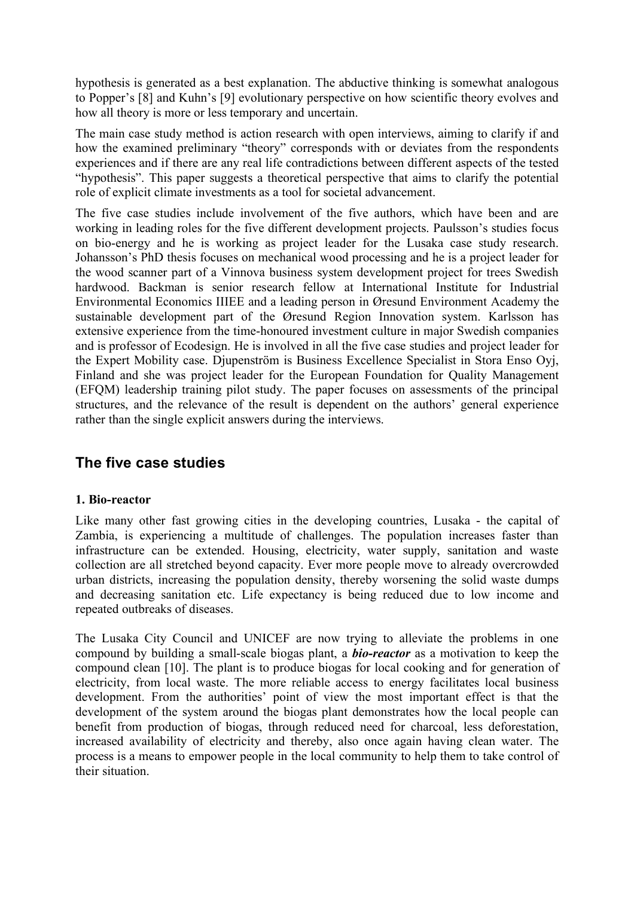hypothesis is generated as a best explanation. The abductive thinking is somewhat analogous to Popper's [8] and Kuhn's [9] evolutionary perspective on how scientific theory evolves and how all theory is more or less temporary and uncertain.

The main case study method is action research with open interviews, aiming to clarify if and how the examined preliminary "theory" corresponds with or deviates from the respondents experiences and if there are any real life contradictions between different aspects of the tested "hypothesis". This paper suggests a theoretical perspective that aims to clarify the potential role of explicit climate investments as a tool for societal advancement.

The five case studies include involvement of the five authors, which have been and are working in leading roles for the five different development projects. Paulsson's studies focus on bio-energy and he is working as project leader for the Lusaka case study research. Johansson's PhD thesis focuses on mechanical wood processing and he is a project leader for the wood scanner part of a Vinnova business system development project for trees Swedish hardwood. Backman is senior research fellow at International Institute for Industrial Environmental Economics IIIEE and a leading person in Øresund Environment Academy the sustainable development part of the Øresund Region Innovation system. Karlsson has extensive experience from the time-honoured investment culture in major Swedish companies and is professor of Ecodesign. He is involved in all the five case studies and project leader for the Expert Mobility case. Djupenström is Business Excellence Specialist in Stora Enso Oyj, Finland and she was project leader for the European Foundation for Quality Management (EFQM) leadership training pilot study. The paper focuses on assessments of the principal structures, and the relevance of the result is dependent on the authors' general experience rather than the single explicit answers during the interviews.

## The five case studies

**1. Bio-reactor**

Like many other fast growing cities in the developing countries, Lusaka - the capital of Zambia, is experiencing a multitude of challenges. The population increases faster than infrastructure can be extended. Housing, electricity, water supply, sanitation and waste collection are all stretched beyond capacity. Ever more people move to already overcrowded urban districts, increasing the population density, thereby worsening the solid waste dumps and decreasing sanitation etc. Life expectancy is being reduced due to low income and repeated outbreaks of diseases.

The Lusaka City Council and UNICEF are now trying to alleviate the problems in one compound by building a small-scale biogas plant, a ***bio-reactor*** as a motivation to keep the compound clean [10]. The plant is to produce biogas for local cooking and for generation of electricity, from local waste. The more reliable access to energy facilitates local business development. From the authorities' point of view the most important effect is that the development of the system around the biogas plant demonstrates how the local people can benefit from production of biogas, through reduced need for charcoal, less deforestation, increased availability of electricity and thereby, also once again having clean water. The process is a means to empower people in the local community to help them to take control of their situation.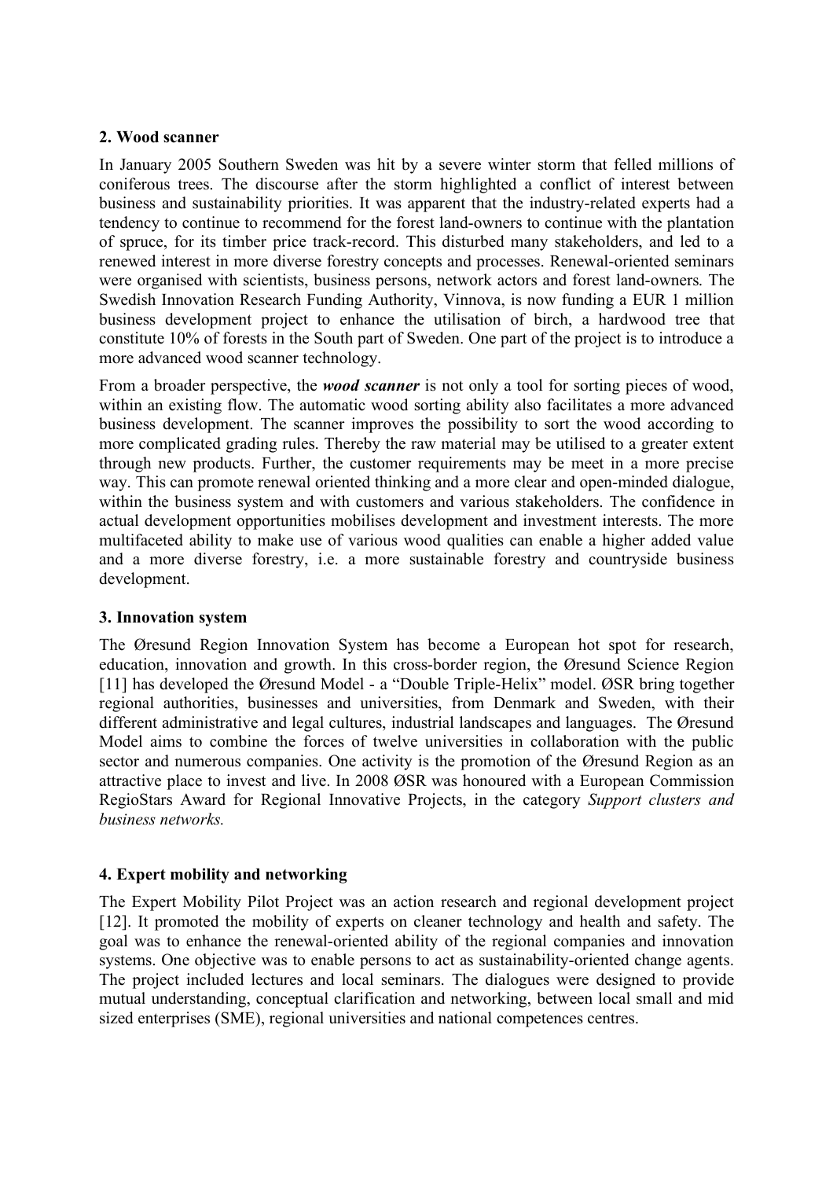## 2. Wood scanner

In January 2005 Southern Sweden was hit by a severe winter storm that felled millions of coniferous trees. The discourse after the storm highlighted a conflict of interest between business and sustainability priorities. It was apparent that the industry-related experts had a tendency to continue to recommend for the forest land-owners to continue with the plantation of spruce, for its timber price track-record. This disturbed many stakeholders, and led to a renewed interest in more diverse forestry concepts and processes. Renewal-oriented seminars were organised with scientists, business persons, network actors and forest land-owners. The Swedish Innovation Research Funding Authority, Vinnova, is now funding a EUR 1 million business development project to enhance the utilisation of birch, a hardwood tree that constitute 10% of forests in the South part of Sweden. One part of the project is to introduce a more advanced wood scanner technology.

From a broader perspective, the ***wood scanner*** is not only a tool for sorting pieces of wood, within an existing flow. The automatic wood sorting ability also facilitates a more advanced business development. The scanner improves the possibility to sort the wood according to more complicated grading rules. Thereby the raw material may be utilised to a greater extent through new products. Further, the customer requirements may be meet in a more precise way. This can promote renewal oriented thinking and a more clear and open-minded dialogue, within the business system and with customers and various stakeholders. The confidence in actual development opportunities mobilises development and investment interests. The more multifaceted ability to make use of various wood qualities can enable a higher added value and a more diverse forestry, i.e. a more sustainable forestry and countryside business development.

## 3. Innovation system

The Øresund Region Innovation System has become a European hot spot for research, education, innovation and growth. In this cross-border region, the Øresund Science Region [11] has developed the Øresund Model - a "Double Triple-Helix" model. ØSR bring together regional authorities, businesses and universities, from Denmark and Sweden, with their different administrative and legal cultures, industrial landscapes and languages. The Øresund Model aims to combine the forces of twelve universities in collaboration with the public sector and numerous companies. One activity is the promotion of the Øresund Region as an attractive place to invest and live. In 2008 ØSR was honoured with a European Commission RegioStars Award for Regional Innovative Projects, in the category *Support clusters and business networks.*

## 4. Expert mobility and networking

The Expert Mobility Pilot Project was an action research and regional development project [12]. It promoted the mobility of experts on cleaner technology and health and safety. The goal was to enhance the renewal-oriented ability of the regional companies and innovation systems. One objective was to enable persons to act as sustainability-oriented change agents. The project included lectures and local seminars. The dialogues were designed to provide mutual understanding, conceptual clarification and networking, between local small and mid sized enterprises (SME), regional universities and national competences centres.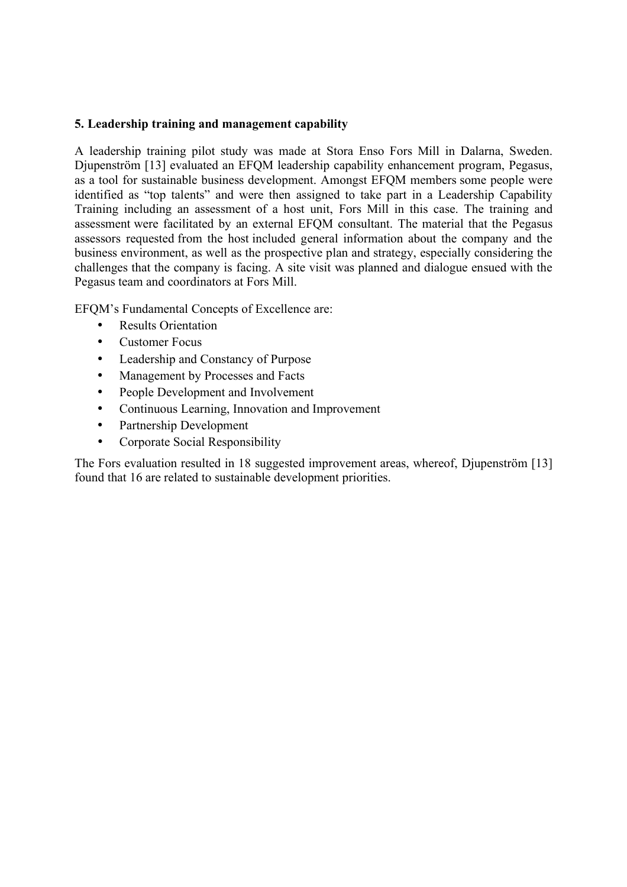## 5. Leadership training and management capability

A leadership training pilot study was made at Stora Enso Fors Mill in Dalarna, Sweden. Djupenström [13] evaluated an EFQM leadership capability enhancement program, Pegasus, as a tool for sustainable business development. Amongst EFQM members some people were identified as "top talents" and were then assigned to take part in a Leadership Capability Training including an assessment of a host unit, Fors Mill in this case. The training and assessment were facilitated by an external EFQM consultant. The material that the Pegasus assessors requested from the host included general information about the company and the business environment, as well as the prospective plan and strategy, especially considering the challenges that the company is facing. A site visit was planned and dialogue ensued with the Pegasus team and coordinators at Fors Mill.

EFQM's Fundamental Concepts of Excellence are:

- Results Orientation
- Customer Focus
- Leadership and Constancy of Purpose
- Management by Processes and Facts
- People Development and Involvement
- Continuous Learning, Innovation and Improvement
- Partnership Development
- Corporate Social Responsibility

The Fors evaluation resulted in 18 suggested improvement areas, whereof, Djupenström [13] found that 16 are related to sustainable development priorities.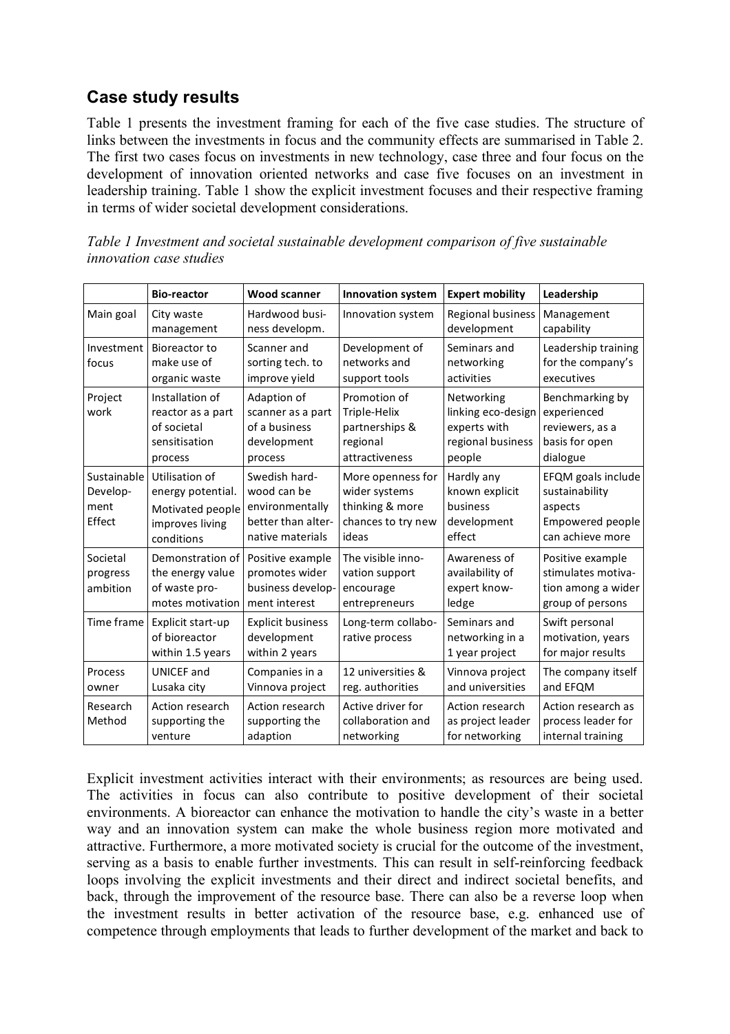## Case study results

Table 1 presents the investment framing for each of the five case studies. The structure of links between the investments in focus and the community effects are summarised in Table 2. The first two cases focus on investments in new technology, case three and four focus on the development of innovation oriented networks and case five focuses on an investment in leadership training. Table 1 show the explicit investment focuses and their respective framing in terms of wider societal development considerations.

*Table 1 Investment and societal sustainable development comparison of five sustainable innovation case studies*

| | **Bio-reactor** | **Wood scanner** | **Innovation system** | **Expert mobility** | **Leadership** |
|---|---|---|---|---|---|
| Main goal | City waste management | Hardwood business developm. | Innovation system | Regional business development | Management capability |
| Investment focus | Bioreactor to make use of organic waste | Scanner and sorting tech. to improve yield | Development of networks and support tools | Seminars and networking activities | Leadership training for the company's executives |
| Project work | Installation of reactor as a part of societal sensitisation process | Adaption of scanner as a part of a business development process | Promotion of Triple-Helix partnerships & regional attractiveness | Networking linking eco-design experts with regional business people | Benchmarking by experienced reviewers, as a basis for open dialogue |
| Sustainable Development Effect | Utilisation of energy potential. Motivated people improves living conditions | Swedish hardwood can be environmentally better than alternative materials | More openness for wider systems thinking & more chances to try new ideas | Hardly any known explicit business development effect | EFQM goals include sustainability aspects Empowered people can achieve more |
| Societal progress ambition | Demonstration of the energy value of waste promotes motivation | Positive example promotes wider business development interest | The visible innovation support encourage entrepreneurs | Awareness of availability of expert knowledge | Positive example stimulates motivation among a wider group of persons |
| Time frame | Explicit start-up of bioreactor within 1.5 years | Explicit business development within 2 years | Long-term collaborative process | Seminars and networking in a 1 year project | Swift personal motivation, years for major results |
| Process owner | UNICEF and Lusaka city | Companies in a Vinnova project | 12 universities & reg. authorities | Vinnova project and universities | The company itself and EFQM |
| Research Method | Action research supporting the venture | Action research supporting the adaption | Active driver for collaboration and networking | Action research as project leader for networking | Action research as process leader for internal training |

Explicit investment activities interact with their environments; as resources are being used. The activities in focus can also contribute to positive development of their societal environments. A bioreactor can enhance the motivation to handle the city's waste in a better way and an innovation system can make the whole business region more motivated and attractive. Furthermore, a more motivated society is crucial for the outcome of the investment, serving as a basis to enable further investments. This can result in self-reinforcing feedback loops involving the explicit investments and their direct and indirect societal benefits, and back, through the improvement of the resource base. There can also be a reverse loop when the investment results in better activation of the resource base, e.g. enhanced use of competence through employments that leads to further development of the market and back to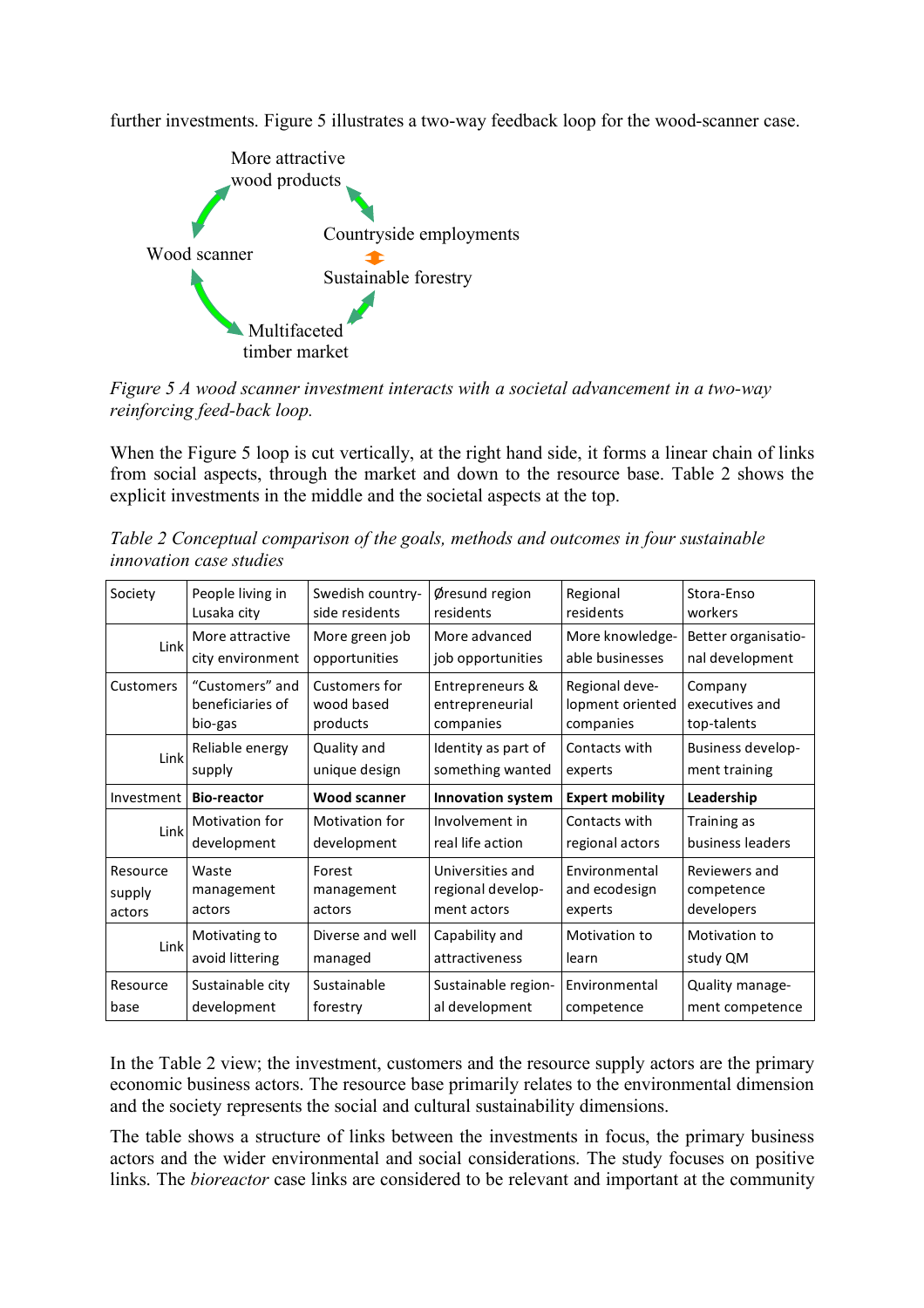further investments. Figure 5 illustrates a two-way feedback loop for the wood-scanner case.

More attractive wood products

Wood scanner

Countryside employments

Sustainable forestry

Multifaceted timber market

*Figure 5 A wood scanner investment interacts with a societal advancement in a two-way reinforcing feed-back loop.*

When the Figure 5 loop is cut vertically, at the right hand side, it forms a linear chain of links from social aspects, through the market and down to the resource base. Table 2 shows the explicit investments in the middle and the societal aspects at the top.

*Table 2 Conceptual comparison of the goals, methods and outcomes in four sustainable innovation case studies*

| Society | People living in Lusaka city | Swedish countryside residents | Øresund region residents | Regional residents | Stora-Enso workers |
|---|---|---|---|---|---|
| Link | More attractive city environment | More green job opportunities | More advanced job opportunities | More knowledgeable businesses | Better organisational development |
| Customers | "Customers" and beneficiaries of bio-gas | Customers for wood based products | Entrepreneurs & entrepreneurial companies | Regional development oriented companies | Company executives and top-talents |
| Link | Reliable energy supply | Quality and unique design | Identity as part of something wanted | Contacts with experts | Business development training |
| Investment | **Bio-reactor** | **Wood scanner** | **Innovation system** | **Expert mobility** | **Leadership** |
| Link | Motivation for development | Motivation for development | Involvement in real life action | Contacts with regional actors | Training as business leaders |
| Resource supply actors | Waste management actors | Forest management actors | Universities and regional development actors | Environmental and ecodesign experts | Reviewers and competence developers |
| Link | Motivating to avoid littering | Diverse and well managed | Capability and attractiveness | Motivation to learn | Motivation to study QM |
| Resource base | Sustainable city development | Sustainable forestry | Sustainable regional development | Environmental competence | Quality management competence |

In the Table 2 view; the investment, customers and the resource supply actors are the primary economic business actors. The resource base primarily relates to the environmental dimension and the society represents the social and cultural sustainability dimensions.

The table shows a structure of links between the investments in focus, the primary business actors and the wider environmental and social considerations. The study focuses on positive links. The *bioreactor* case links are considered to be relevant and important at the community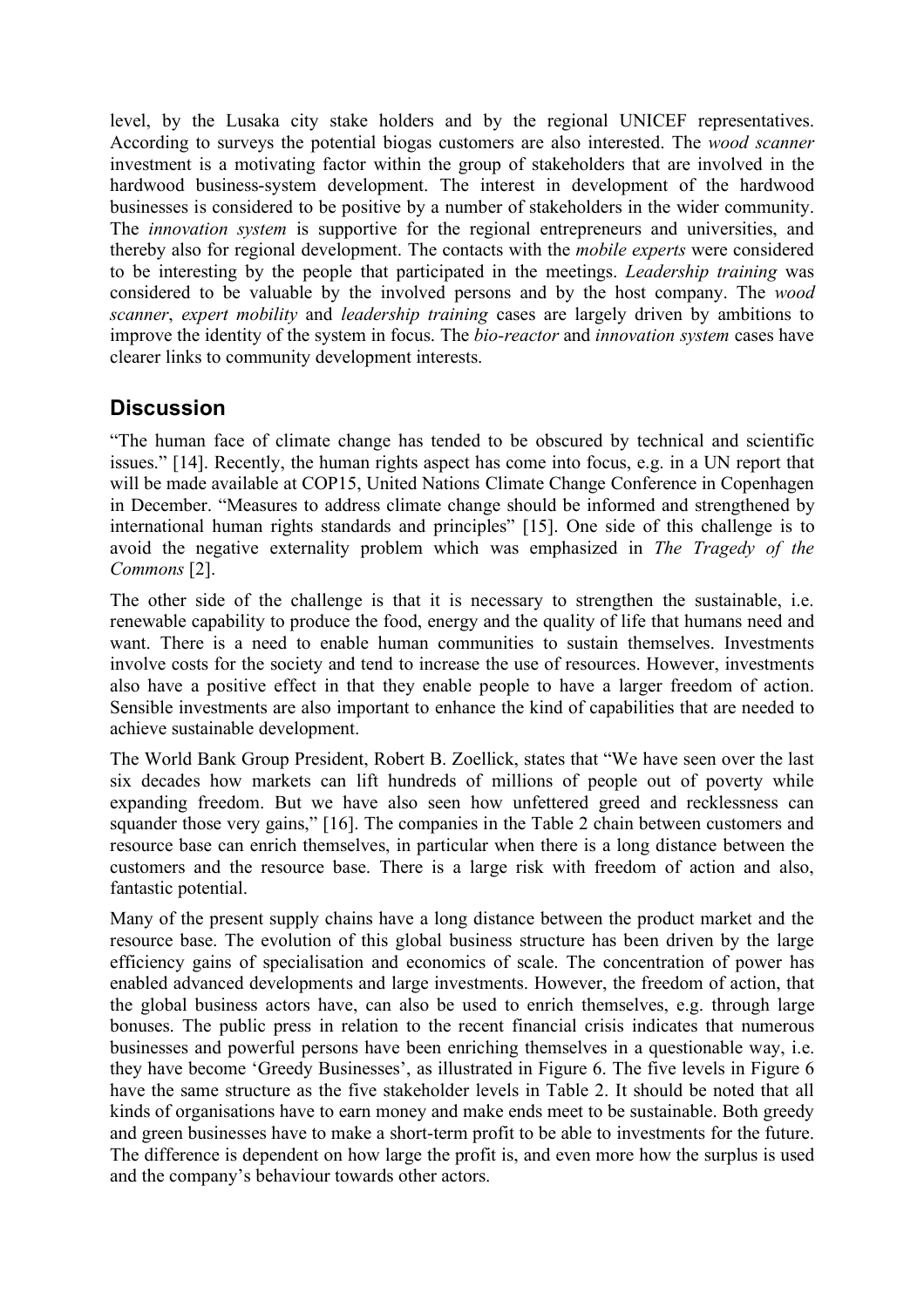level, by the Lusaka city stake holders and by the regional UNICEF representatives. According to surveys the potential biogas customers are also interested. The *wood scanner* investment is a motivating factor within the group of stakeholders that are involved in the hardwood business-system development. The interest in development of the hardwood businesses is considered to be positive by a number of stakeholders in the wider community. The *innovation system* is supportive for the regional entrepreneurs and universities, and thereby also for regional development. The contacts with the *mobile experts* were considered to be interesting by the people that participated in the meetings. *Leadership training* was considered to be valuable by the involved persons and by the host company. The *wood scanner*, *expert mobility* and *leadership training* cases are largely driven by ambitions to improve the identity of the system in focus. The *bio-reactor* and *innovation system* cases have clearer links to community development interests.

## Discussion

"The human face of climate change has tended to be obscured by technical and scientific issues." [14]. Recently, the human rights aspect has come into focus, e.g. in a UN report that will be made available at COP15, United Nations Climate Change Conference in Copenhagen in December. "Measures to address climate change should be informed and strengthened by international human rights standards and principles" [15]. One side of this challenge is to avoid the negative externality problem which was emphasized in *The Tragedy of the Commons* [2].

The other side of the challenge is that it is necessary to strengthen the sustainable, i.e. renewable capability to produce the food, energy and the quality of life that humans need and want. There is a need to enable human communities to sustain themselves. Investments involve costs for the society and tend to increase the use of resources. However, investments also have a positive effect in that they enable people to have a larger freedom of action. Sensible investments are also important to enhance the kind of capabilities that are needed to achieve sustainable development.

The World Bank Group President, Robert B. Zoellick, states that "We have seen over the last six decades how markets can lift hundreds of millions of people out of poverty while expanding freedom. But we have also seen how unfettered greed and recklessness can squander those very gains," [16]. The companies in the Table 2 chain between customers and resource base can enrich themselves, in particular when there is a long distance between the customers and the resource base. There is a large risk with freedom of action and also, fantastic potential.

Many of the present supply chains have a long distance between the product market and the resource base. The evolution of this global business structure has been driven by the large efficiency gains of specialisation and economics of scale. The concentration of power has enabled advanced developments and large investments. However, the freedom of action, that the global business actors have, can also be used to enrich themselves, e.g. through large bonuses. The public press in relation to the recent financial crisis indicates that numerous businesses and powerful persons have been enriching themselves in a questionable way, i.e. they have become 'Greedy Businesses', as illustrated in Figure 6. The five levels in Figure 6 have the same structure as the five stakeholder levels in Table 2. It should be noted that all kinds of organisations have to earn money and make ends meet to be sustainable. Both greedy and green businesses have to make a short-term profit to be able to investments for the future. The difference is dependent on how large the profit is, and even more how the surplus is used and the company's behaviour towards other actors.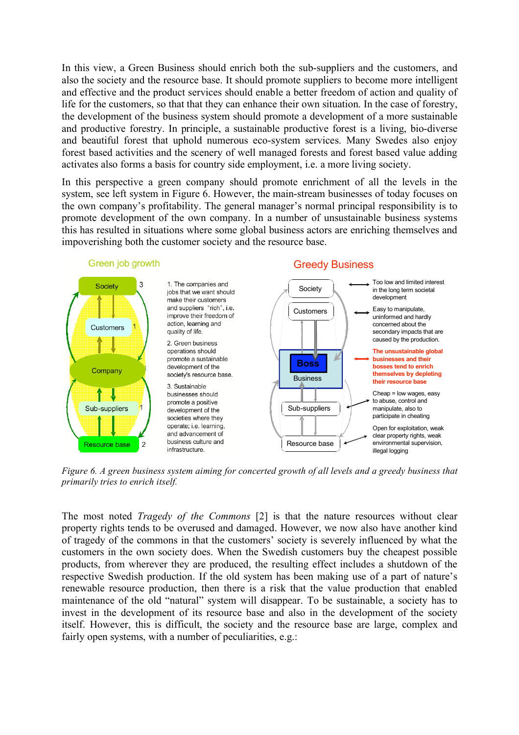In this view, a Green Business should enrich both the sub-suppliers and the customers, and also the society and the resource base. It should promote suppliers to become more intelligent and effective and the product services should enable a better freedom of action and quality of life for the customers, so that that they can enhance their own situation. In the case of forestry, the development of the business system should promote a development of a more sustainable and productive forestry. In principle, a sustainable productive forest is a living, bio-diverse and beautiful forest that uphold numerous eco-system services. Many Swedes also enjoy forest based activities and the scenery of well managed forests and forest based value adding activates also forms a basis for country side employment, i.e. a more living society.

In this perspective a green company should promote enrichment of all the levels in the system, see left system in Figure 6. However, the main-stream businesses of today focuses on the own company's profitability. The general manager's normal principal responsibility is to promote development of the own company. In a number of unsustainable business systems this has resulted in situations where some global business actors are enriching themselves and impoverishing both the customer society and the resource base.

Green job growth

Society 3

Customers 1

Company

Sub-suppliers 1

Resource base 2

1. The companies and jobs that we want should make their customers and suppliers "rich", i.e. improve their freedom of action, learning and quality of life.

2. Green business operations should promote a sustainable development of the society's resource base.

3. Sustainable businesses should promote a positive development of the societies where they operate; i.e. learning, and advancement of business culture and infrastructure.

Greedy Business

Society — Too low and limited interest in the long term societal development

Customers — Easy to manipulate, uninformed and hardly concerned about the secondary impacts that are caused by the production.

Boss / Business — **The unsustainable global businesses and their bosses tend to enrich themselves by depleting their resource base**

Sub-suppliers — Cheap = low wages, easy to abuse, control and manipulate, also to participate in cheating

Resource base — Open for exploitation, weak clear property rights, weak environmental supervision, illegal logging

*Figure 6. A green business system aiming for concerted growth of all levels and a greedy business that primarily tries to enrich itself.*

The most noted *Tragedy of the Commons* [2] is that the nature resources without clear property rights tends to be overused and damaged. However, we now also have another kind of tragedy of the commons in that the customers' society is severely influenced by what the customers in the own society does. When the Swedish customers buy the cheapest possible products, from wherever they are produced, the resulting effect includes a shutdown of the respective Swedish production. If the old system has been making use of a part of nature's renewable resource production, then there is a risk that the value production that enabled maintenance of the old "natural" system will disappear. To be sustainable, a society has to invest in the development of its resource base and also in the development of the society itself. However, this is difficult, the society and the resource base are large, complex and fairly open systems, with a number of peculiarities, e.g.: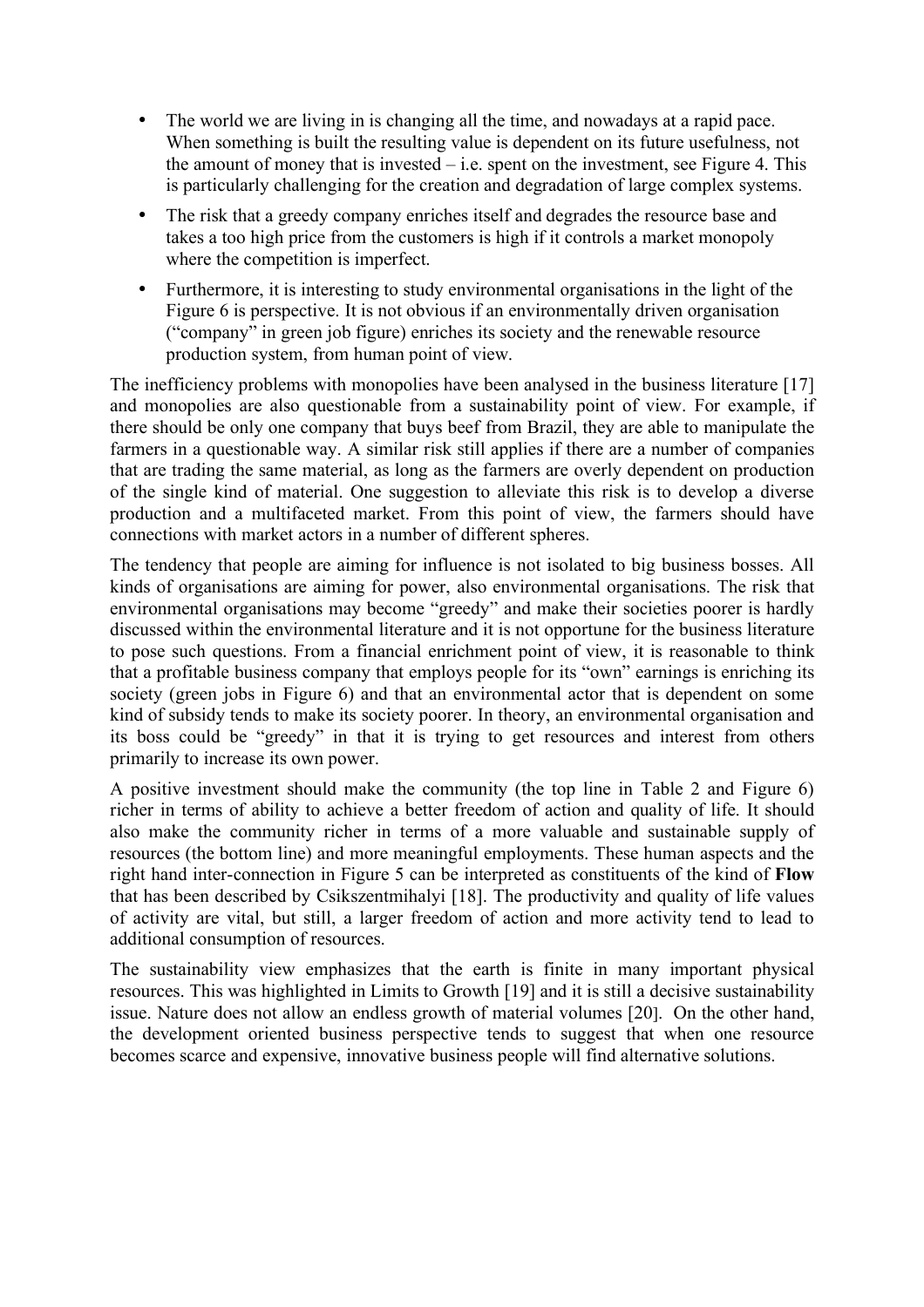- The world we are living in is changing all the time, and nowadays at a rapid pace. When something is built the resulting value is dependent on its future usefulness, not the amount of money that is invested – i.e. spent on the investment, see Figure 4. This is particularly challenging for the creation and degradation of large complex systems.
- The risk that a greedy company enriches itself and degrades the resource base and takes a too high price from the customers is high if it controls a market monopoly where the competition is imperfect.
- Furthermore, it is interesting to study environmental organisations in the light of the Figure 6 is perspective. It is not obvious if an environmentally driven organisation ("company" in green job figure) enriches its society and the renewable resource production system, from human point of view.

The inefficiency problems with monopolies have been analysed in the business literature [17] and monopolies are also questionable from a sustainability point of view. For example, if there should be only one company that buys beef from Brazil, they are able to manipulate the farmers in a questionable way. A similar risk still applies if there are a number of companies that are trading the same material, as long as the farmers are overly dependent on production of the single kind of material. One suggestion to alleviate this risk is to develop a diverse production and a multifaceted market. From this point of view, the farmers should have connections with market actors in a number of different spheres.

The tendency that people are aiming for influence is not isolated to big business bosses. All kinds of organisations are aiming for power, also environmental organisations. The risk that environmental organisations may become "greedy" and make their societies poorer is hardly discussed within the environmental literature and it is not opportune for the business literature to pose such questions. From a financial enrichment point of view, it is reasonable to think that a profitable business company that employs people for its "own" earnings is enriching its society (green jobs in Figure 6) and that an environmental actor that is dependent on some kind of subsidy tends to make its society poorer. In theory, an environmental organisation and its boss could be "greedy" in that it is trying to get resources and interest from others primarily to increase its own power.

A positive investment should make the community (the top line in Table 2 and Figure 6) richer in terms of ability to achieve a better freedom of action and quality of life. It should also make the community richer in terms of a more valuable and sustainable supply of resources (the bottom line) and more meaningful employments. These human aspects and the right hand inter-connection in Figure 5 can be interpreted as constituents of the kind of **Flow** that has been described by Csikszentmihalyi [18]. The productivity and quality of life values of activity are vital, but still, a larger freedom of action and more activity tend to lead to additional consumption of resources.

The sustainability view emphasizes that the earth is finite in many important physical resources. This was highlighted in Limits to Growth [19] and it is still a decisive sustainability issue. Nature does not allow an endless growth of material volumes [20]. On the other hand, the development oriented business perspective tends to suggest that when one resource becomes scarce and expensive, innovative business people will find alternative solutions.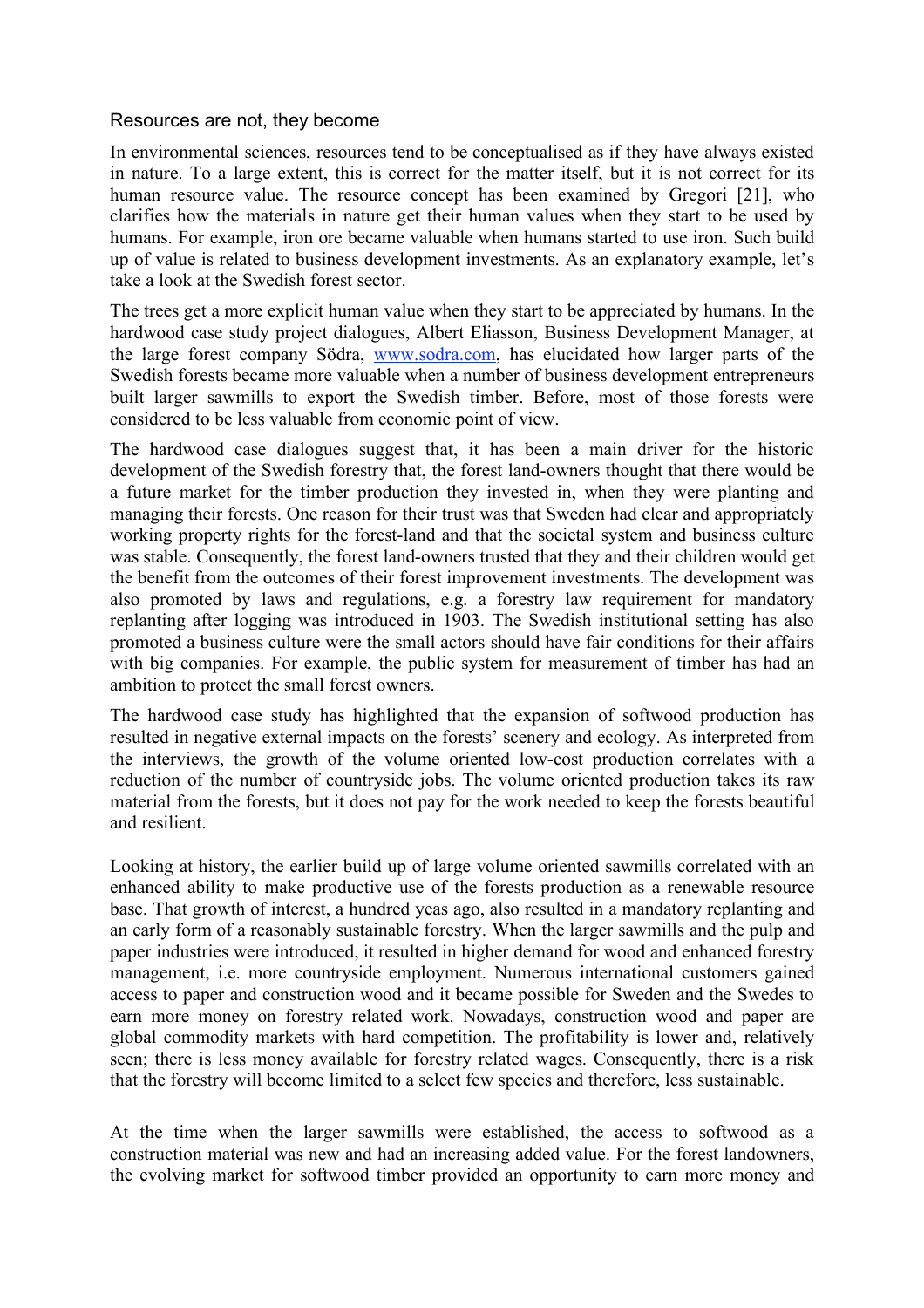### Resources are not, they become

In environmental sciences, resources tend to be conceptualised as if they have always existed in nature. To a large extent, this is correct for the matter itself, but it is not correct for its human resource value. The resource concept has been examined by Gregori [21], who clarifies how the materials in nature get their human values when they start to be used by humans. For example, iron ore became valuable when humans started to use iron. Such build up of value is related to business development investments. As an explanatory example, let's take a look at the Swedish forest sector.

The trees get a more explicit human value when they start to be appreciated by humans. In the hardwood case study project dialogues, Albert Eliasson, Business Development Manager, at the large forest company Södra, www.sodra.com, has elucidated how larger parts of the Swedish forests became more valuable when a number of business development entrepreneurs built larger sawmills to export the Swedish timber. Before, most of those forests were considered to be less valuable from economic point of view.

The hardwood case dialogues suggest that, it has been a main driver for the historic development of the Swedish forestry that, the forest land-owners thought that there would be a future market for the timber production they invested in, when they were planting and managing their forests. One reason for their trust was that Sweden had clear and appropriately working property rights for the forest-land and that the societal system and business culture was stable. Consequently, the forest land-owners trusted that they and their children would get the benefit from the outcomes of their forest improvement investments. The development was also promoted by laws and regulations, e.g. a forestry law requirement for mandatory replanting after logging was introduced in 1903. The Swedish institutional setting has also promoted a business culture were the small actors should have fair conditions for their affairs with big companies. For example, the public system for measurement of timber has had an ambition to protect the small forest owners.

The hardwood case study has highlighted that the expansion of softwood production has resulted in negative external impacts on the forests' scenery and ecology. As interpreted from the interviews, the growth of the volume oriented low-cost production correlates with a reduction of the number of countryside jobs. The volume oriented production takes its raw material from the forests, but it does not pay for the work needed to keep the forests beautiful and resilient.

Looking at history, the earlier build up of large volume oriented sawmills correlated with an enhanced ability to make productive use of the forests production as a renewable resource base. That growth of interest, a hundred yeas ago, also resulted in a mandatory replanting and an early form of a reasonably sustainable forestry. When the larger sawmills and the pulp and paper industries were introduced, it resulted in higher demand for wood and enhanced forestry management, i.e. more countryside employment. Numerous international customers gained access to paper and construction wood and it became possible for Sweden and the Swedes to earn more money on forestry related work. Nowadays, construction wood and paper are global commodity markets with hard competition. The profitability is lower and, relatively seen; there is less money available for forestry related wages. Consequently, there is a risk that the forestry will become limited to a select few species and therefore, less sustainable.

At the time when the larger sawmills were established, the access to softwood as a construction material was new and had an increasing added value. For the forest landowners, the evolving market for softwood timber provided an opportunity to earn more money and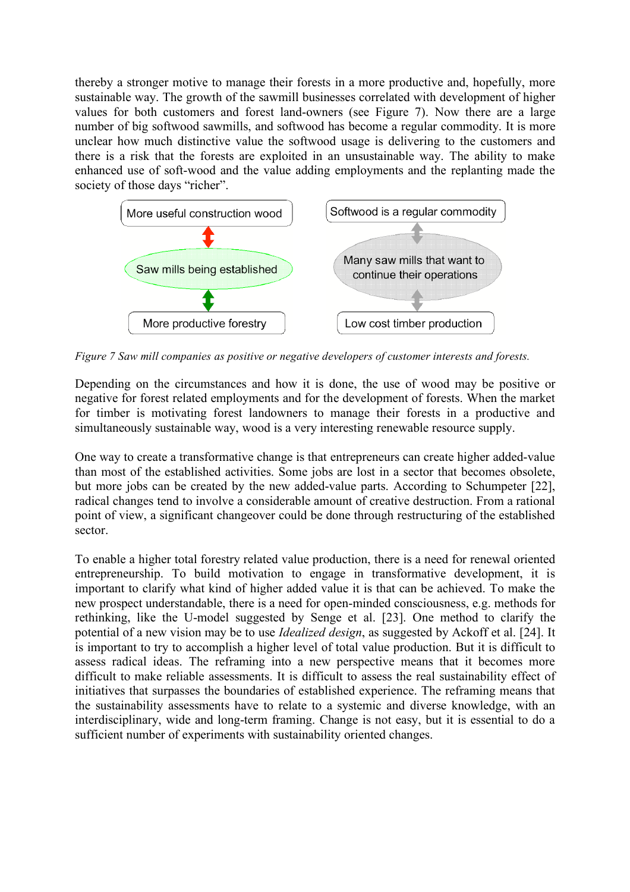thereby a stronger motive to manage their forests in a more productive and, hopefully, more sustainable way. The growth of the sawmill businesses correlated with development of higher values for both customers and forest land-owners (see Figure 7). Now there are a large number of big softwood sawmills, and softwood has become a regular commodity. It is more unclear how much distinctive value the softwood usage is delivering to the customers and there is a risk that the forests are exploited in an unsustainable way. The ability to make enhanced use of soft-wood and the value adding employments and the replanting made the society of those days "richer".

More useful construction wood

Saw mills being established

More productive forestry

Softwood is a regular commodity

Many saw mills that want to continue their operations

Low cost timber production

*Figure 7 Saw mill companies as positive or negative developers of customer interests and forests.*

Depending on the circumstances and how it is done, the use of wood may be positive or negative for forest related employments and for the development of forests. When the market for timber is motivating forest landowners to manage their forests in a productive and simultaneously sustainable way, wood is a very interesting renewable resource supply.

One way to create a transformative change is that entrepreneurs can create higher added-value than most of the established activities. Some jobs are lost in a sector that becomes obsolete, but more jobs can be created by the new added-value parts. According to Schumpeter [22], radical changes tend to involve a considerable amount of creative destruction. From a rational point of view, a significant changeover could be done through restructuring of the established sector.

To enable a higher total forestry related value production, there is a need for renewal oriented entrepreneurship. To build motivation to engage in transformative development, it is important to clarify what kind of higher added value it is that can be achieved. To make the new prospect understandable, there is a need for open-minded consciousness, e.g. methods for rethinking, like the U-model suggested by Senge et al. [23]. One method to clarify the potential of a new vision may be to use *Idealized design*, as suggested by Ackoff et al. [24]. It is important to try to accomplish a higher level of total value production. But it is difficult to assess radical ideas. The reframing into a new perspective means that it becomes more difficult to make reliable assessments. It is difficult to assess the real sustainability effect of initiatives that surpasses the boundaries of established experience. The reframing means that the sustainability assessments have to relate to a systemic and diverse knowledge, with an interdisciplinary, wide and long-term framing. Change is not easy, but it is essential to do a sufficient number of experiments with sustainability oriented changes.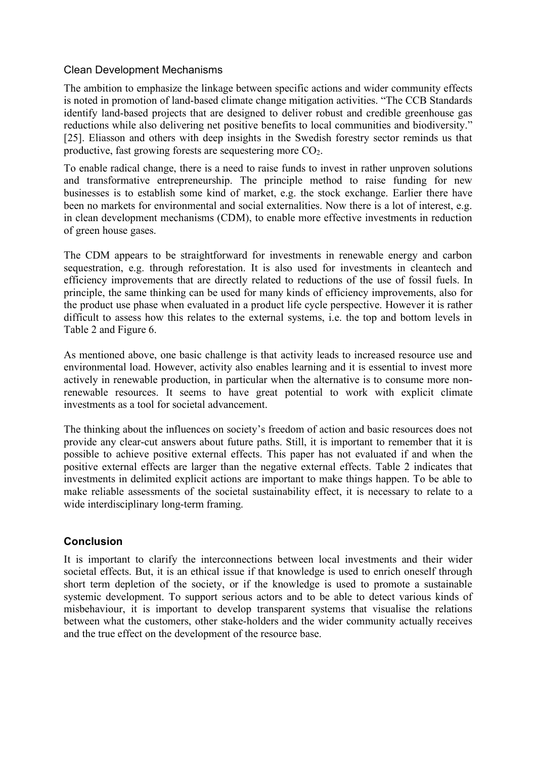### Clean Development Mechanisms

The ambition to emphasize the linkage between specific actions and wider community effects is noted in promotion of land-based climate change mitigation activities. "The CCB Standards identify land-based projects that are designed to deliver robust and credible greenhouse gas reductions while also delivering net positive benefits to local communities and biodiversity." [25]. Eliasson and others with deep insights in the Swedish forestry sector reminds us that productive, fast growing forests are sequestering more $CO_2$.

To enable radical change, there is a need to raise funds to invest in rather unproven solutions and transformative entrepreneurship. The principle method to raise funding for new businesses is to establish some kind of market, e.g. the stock exchange. Earlier there have been no markets for environmental and social externalities. Now there is a lot of interest, e.g. in clean development mechanisms (CDM), to enable more effective investments in reduction of green house gases.

The CDM appears to be straightforward for investments in renewable energy and carbon sequestration, e.g. through reforestation. It is also used for investments in cleantech and efficiency improvements that are directly related to reductions of the use of fossil fuels. In principle, the same thinking can be used for many kinds of efficiency improvements, also for the product use phase when evaluated in a product life cycle perspective. However it is rather difficult to assess how this relates to the external systems, i.e. the top and bottom levels in Table 2 and Figure 6.

As mentioned above, one basic challenge is that activity leads to increased resource use and environmental load. However, activity also enables learning and it is essential to invest more actively in renewable production, in particular when the alternative is to consume more non-renewable resources. It seems to have great potential to work with explicit climate investments as a tool for societal advancement.

The thinking about the influences on society's freedom of action and basic resources does not provide any clear-cut answers about future paths. Still, it is important to remember that it is possible to achieve positive external effects. This paper has not evaluated if and when the positive external effects are larger than the negative external effects. Table 2 indicates that investments in delimited explicit actions are important to make things happen. To be able to make reliable assessments of the societal sustainability effect, it is necessary to relate to a wide interdisciplinary long-term framing.

## Conclusion

It is important to clarify the interconnections between local investments and their wider societal effects. But, it is an ethical issue if that knowledge is used to enrich oneself through short term depletion of the society, or if the knowledge is used to promote a sustainable systemic development. To support serious actors and to be able to detect various kinds of misbehaviour, it is important to develop transparent systems that visualise the relations between what the customers, other stake-holders and the wider community actually receives and the true effect on the development of the resource base.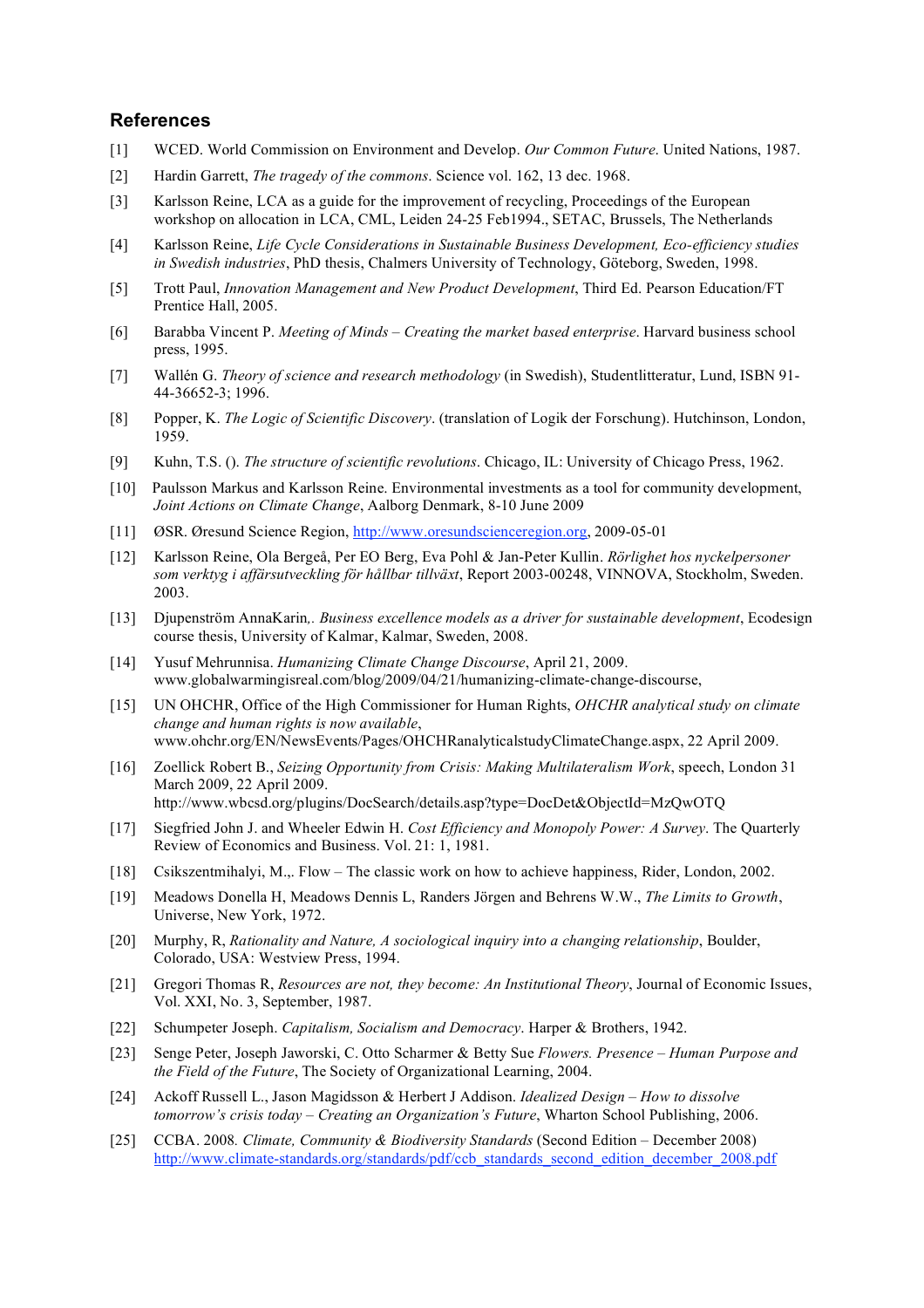## References

[1] WCED. World Commission on Environment and Develop. *Our Common Future*. United Nations, 1987.

[2] Hardin Garrett, *The tragedy of the commons*. Science vol. 162, 13 dec. 1968.

[3] Karlsson Reine, LCA as a guide for the improvement of recycling, Proceedings of the European workshop on allocation in LCA, CML, Leiden 24-25 Feb1994., SETAC, Brussels, The Netherlands

[4] Karlsson Reine, *Life Cycle Considerations in Sustainable Business Development, Eco-efficiency studies in Swedish industries*, PhD thesis, Chalmers University of Technology, Göteborg, Sweden, 1998.

[5] Trott Paul, *Innovation Management and New Product Development*, Third Ed. Pearson Education/FT Prentice Hall, 2005.

[6] Barabba Vincent P. *Meeting of Minds – Creating the market based enterprise*. Harvard business school press, 1995.

[7] Wallén G. *Theory of science and research methodology* (in Swedish), Studentlitteratur, Lund, ISBN 91-44-36652-3; 1996.

[8] Popper, K. *The Logic of Scientific Discovery*. (translation of Logik der Forschung). Hutchinson, London, 1959.

[9] Kuhn, T.S. (). *The structure of scientific revolutions*. Chicago, IL: University of Chicago Press, 1962.

[10] Paulsson Markus and Karlsson Reine. Environmental investments as a tool for community development, *Joint Actions on Climate Change*, Aalborg Denmark, 8-10 June 2009

[11] ØSR. Øresund Science Region, http://www.oresundscienceregion.org, 2009-05-01

[12] Karlsson Reine, Ola Bergeå, Per EO Berg, Eva Pohl & Jan-Peter Kullin. *Rörlighet hos nyckelpersoner som verktyg i affärsutveckling för hållbar tillväxt*, Report 2003-00248, VINNOVA, Stockholm, Sweden. 2003.

[13] Djupenström AnnaKarin,. *Business excellence models as a driver for sustainable development*, Ecodesign course thesis, University of Kalmar, Kalmar, Sweden, 2008.

[14] Yusuf Mehrunnisa. *Humanizing Climate Change Discourse*, April 21, 2009. www.globalwarmingisreal.com/blog/2009/04/21/humanizing-climate-change-discourse,

[15] UN OHCHR, Office of the High Commissioner for Human Rights, *OHCHR analytical study on climate change and human rights is now available*, www.ohchr.org/EN/NewsEvents/Pages/OHCHRanalyticalstudyClimateChange.aspx, 22 April 2009.

[16] Zoellick Robert B., *Seizing Opportunity from Crisis: Making Multilateralism Work*, speech, London 31 March 2009, 22 April 2009. http://www.wbcsd.org/plugins/DocSearch/details.asp?type=DocDet&ObjectId=MzQwOTQ

[17] Siegfried John J. and Wheeler Edwin H. *Cost Efficiency and Monopoly Power: A Survey*. The Quarterly Review of Economics and Business. Vol. 21: 1, 1981.

[18] Csikszentmihalyi, M.,. Flow – The classic work on how to achieve happiness, Rider, London, 2002.

[19] Meadows Donella H, Meadows Dennis L, Randers Jörgen and Behrens W.W., *The Limits to Growth*, Universe, New York, 1972.

[20] Murphy, R, *Rationality and Nature, A sociological inquiry into a changing relationship*, Boulder, Colorado, USA: Westview Press, 1994.

[21] Gregori Thomas R, *Resources are not, they become: An Institutional Theory*, Journal of Economic Issues, Vol. XXI, No. 3, September, 1987.

[22] Schumpeter Joseph. *Capitalism, Socialism and Democracy*. Harper & Brothers, 1942.

[23] Senge Peter, Joseph Jaworski, C. Otto Scharmer & Betty Sue *Flowers. Presence – Human Purpose and the Field of the Future*, The Society of Organizational Learning, 2004.

[24] Ackoff Russell L., Jason Magidsson & Herbert J Addison. *Idealized Design – How to dissolve tomorrow's crisis today – Creating an Organization's Future*, Wharton School Publishing, 2006.

[25] CCBA. 2008. *Climate, Community & Biodiversity Standards* (Second Edition – December 2008) http://www.climate-standards.org/standards/pdf/ccb_standards_second_edition_december_2008.pdf